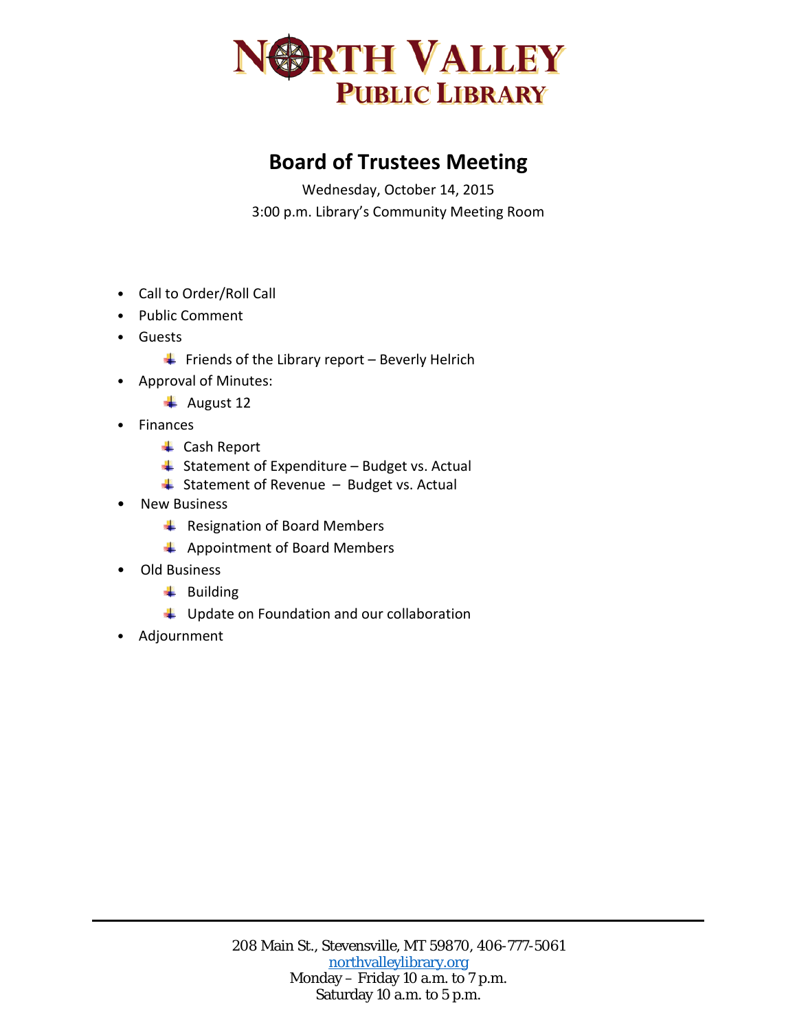# NORTH VALLEY PUBLIC LIBRARY

## Board of Trustees Meeting

Wednesday, October 14, 2015

3:00 p.m. Library's Community Meeting Room

- Call to Order/Roll Call
- Public Comment
- Guests
  - Friends of the Library report – Beverly Helrich
- Approval of Minutes:
  - August 12
- Finances
  - Cash Report
  - Statement of Expenditure – Budget vs. Actual
  - Statement of Revenue – Budget vs. Actual
- New Business
  - Resignation of Board Members
  - Appointment of Board Members
- Old Business
  - Building
  - Update on Foundation and our collaboration
- Adjournment

208 Main St., Stevensville, MT 59870, 406-777-5061
northvalleylibrary.org
Monday – Friday 10 a.m. to 7 p.m.
Saturday 10 a.m. to 5 p.m.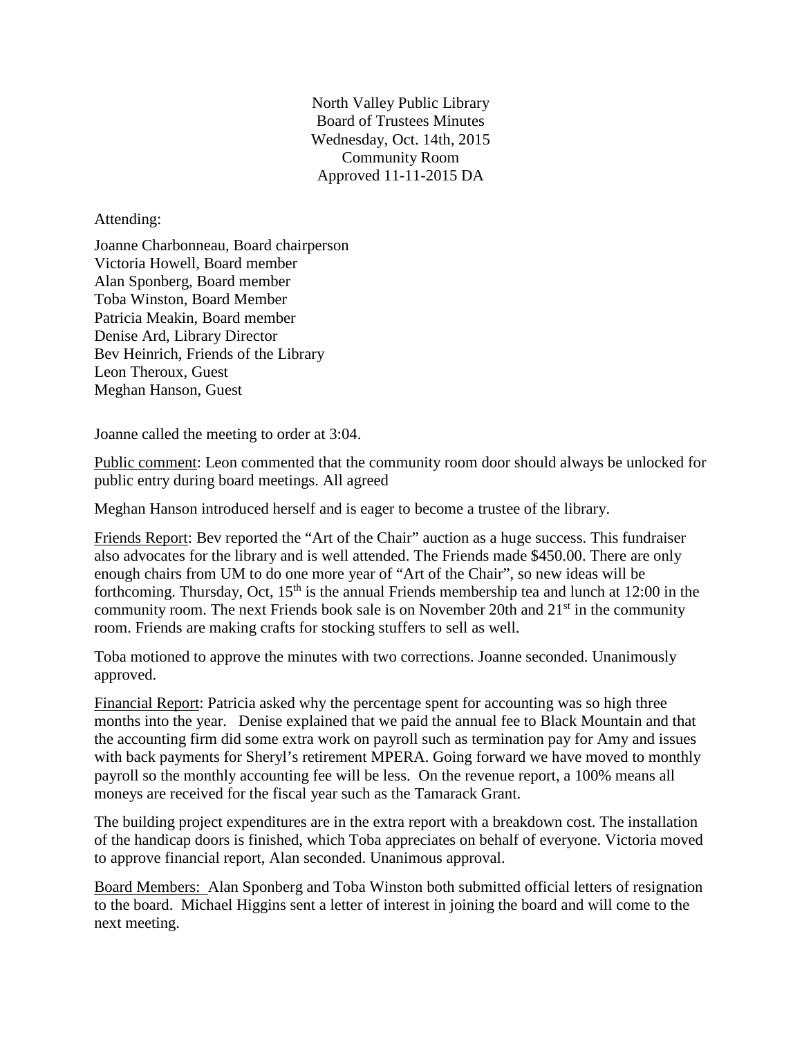North Valley Public Library
Board of Trustees Minutes
Wednesday, Oct. 14th, 2015
Community Room
Approved 11-11-2015 DA

Attending:

Joanne Charbonneau, Board chairperson
Victoria Howell, Board member
Alan Sponberg, Board member
Toba Winston, Board Member
Patricia Meakin, Board member
Denise Ard, Library Director
Bev Heinrich, Friends of the Library
Leon Theroux, Guest
Meghan Hanson, Guest

Joanne called the meeting to order at 3:04.

<u>Public comment</u>: Leon commented that the community room door should always be unlocked for public entry during board meetings. All agreed

Meghan Hanson introduced herself and is eager to become a trustee of the library.

<u>Friends Report</u>: Bev reported the "Art of the Chair" auction as a huge success. This fundraiser also advocates for the library and is well attended. The Friends made $450.00. There are only enough chairs from UM to do one more year of "Art of the Chair", so new ideas will be forthcoming. Thursday, Oct, 15th is the annual Friends membership tea and lunch at 12:00 in the community room. The next Friends book sale is on November 20th and 21st in the community room. Friends are making crafts for stocking stuffers to sell as well.

Toba motioned to approve the minutes with two corrections. Joanne seconded. Unanimously approved.

<u>Financial Report</u>: Patricia asked why the percentage spent for accounting was so high three months into the year. Denise explained that we paid the annual fee to Black Mountain and that the accounting firm did some extra work on payroll such as termination pay for Amy and issues with back payments for Sheryl's retirement MPERA. Going forward we have moved to monthly payroll so the monthly accounting fee will be less. On the revenue report, a 100% means all moneys are received for the fiscal year such as the Tamarack Grant.

The building project expenditures are in the extra report with a breakdown cost. The installation of the handicap doors is finished, which Toba appreciates on behalf of everyone. Victoria moved to approve financial report, Alan seconded. Unanimous approval.

<u>Board Members:</u> Alan Sponberg and Toba Winston both submitted official letters of resignation to the board. Michael Higgins sent a letter of interest in joining the board and will come to the next meeting.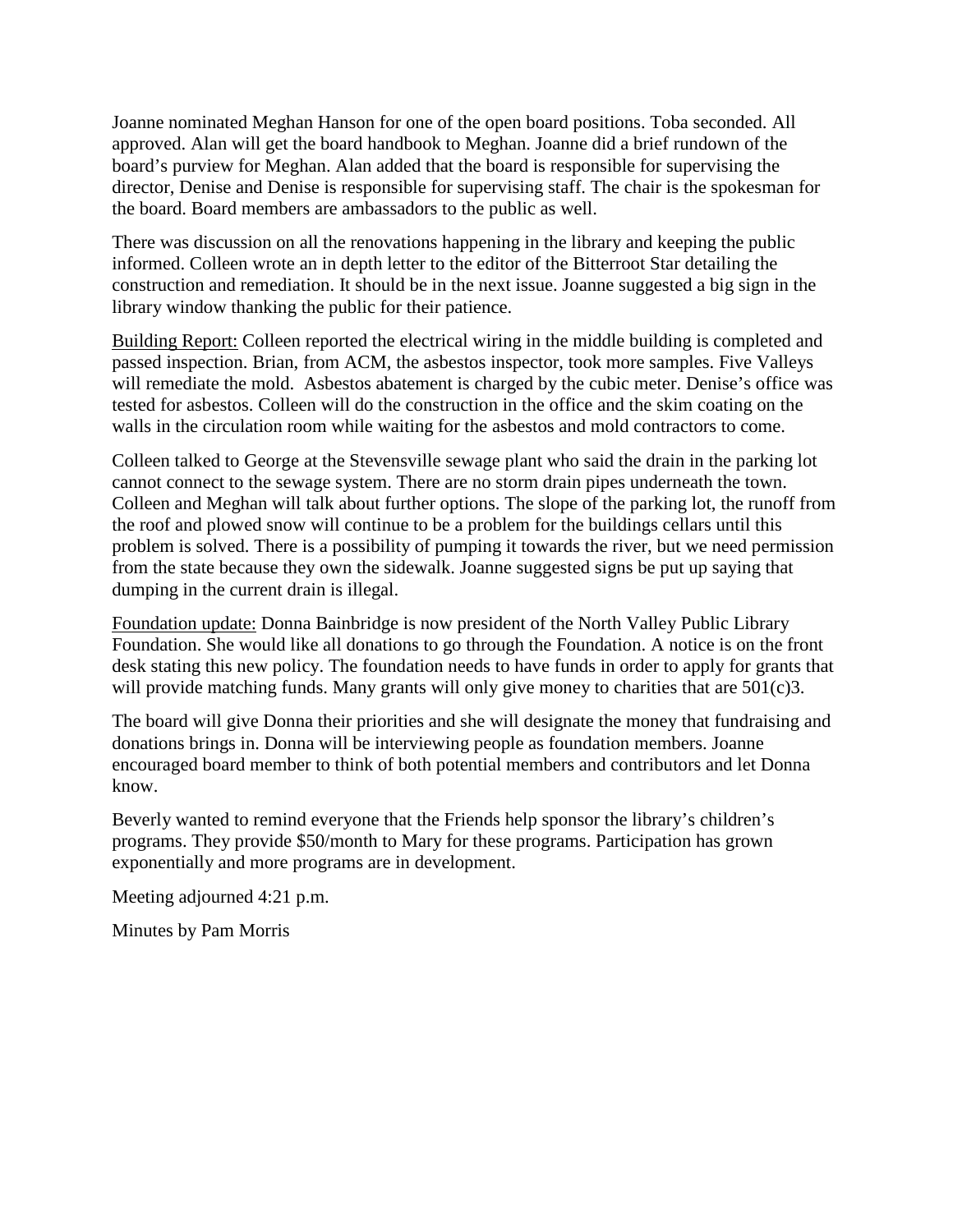Joanne nominated Meghan Hanson for one of the open board positions. Toba seconded. All approved. Alan will get the board handbook to Meghan. Joanne did a brief rundown of the board's purview for Meghan. Alan added that the board is responsible for supervising the director, Denise and Denise is responsible for supervising staff. The chair is the spokesman for the board. Board members are ambassadors to the public as well.

There was discussion on all the renovations happening in the library and keeping the public informed. Colleen wrote an in depth letter to the editor of the Bitterroot Star detailing the construction and remediation. It should be in the next issue. Joanne suggested a big sign in the library window thanking the public for their patience.

<u>Building Report:</u> Colleen reported the electrical wiring in the middle building is completed and passed inspection. Brian, from ACM, the asbestos inspector, took more samples. Five Valleys will remediate the mold. Asbestos abatement is charged by the cubic meter. Denise's office was tested for asbestos. Colleen will do the construction in the office and the skim coating on the walls in the circulation room while waiting for the asbestos and mold contractors to come.

Colleen talked to George at the Stevensville sewage plant who said the drain in the parking lot cannot connect to the sewage system. There are no storm drain pipes underneath the town. Colleen and Meghan will talk about further options. The slope of the parking lot, the runoff from the roof and plowed snow will continue to be a problem for the buildings cellars until this problem is solved. There is a possibility of pumping it towards the river, but we need permission from the state because they own the sidewalk. Joanne suggested signs be put up saying that dumping in the current drain is illegal.

<u>Foundation update:</u> Donna Bainbridge is now president of the North Valley Public Library Foundation. She would like all donations to go through the Foundation. A notice is on the front desk stating this new policy. The foundation needs to have funds in order to apply for grants that will provide matching funds. Many grants will only give money to charities that are 501(c)3.

The board will give Donna their priorities and she will designate the money that fundraising and donations brings in. Donna will be interviewing people as foundation members. Joanne encouraged board member to think of both potential members and contributors and let Donna know.

Beverly wanted to remind everyone that the Friends help sponsor the library's children's programs. They provide $50/month to Mary for these programs. Participation has grown exponentially and more programs are in development.

Meeting adjourned 4:21 p.m.

Minutes by Pam Morris